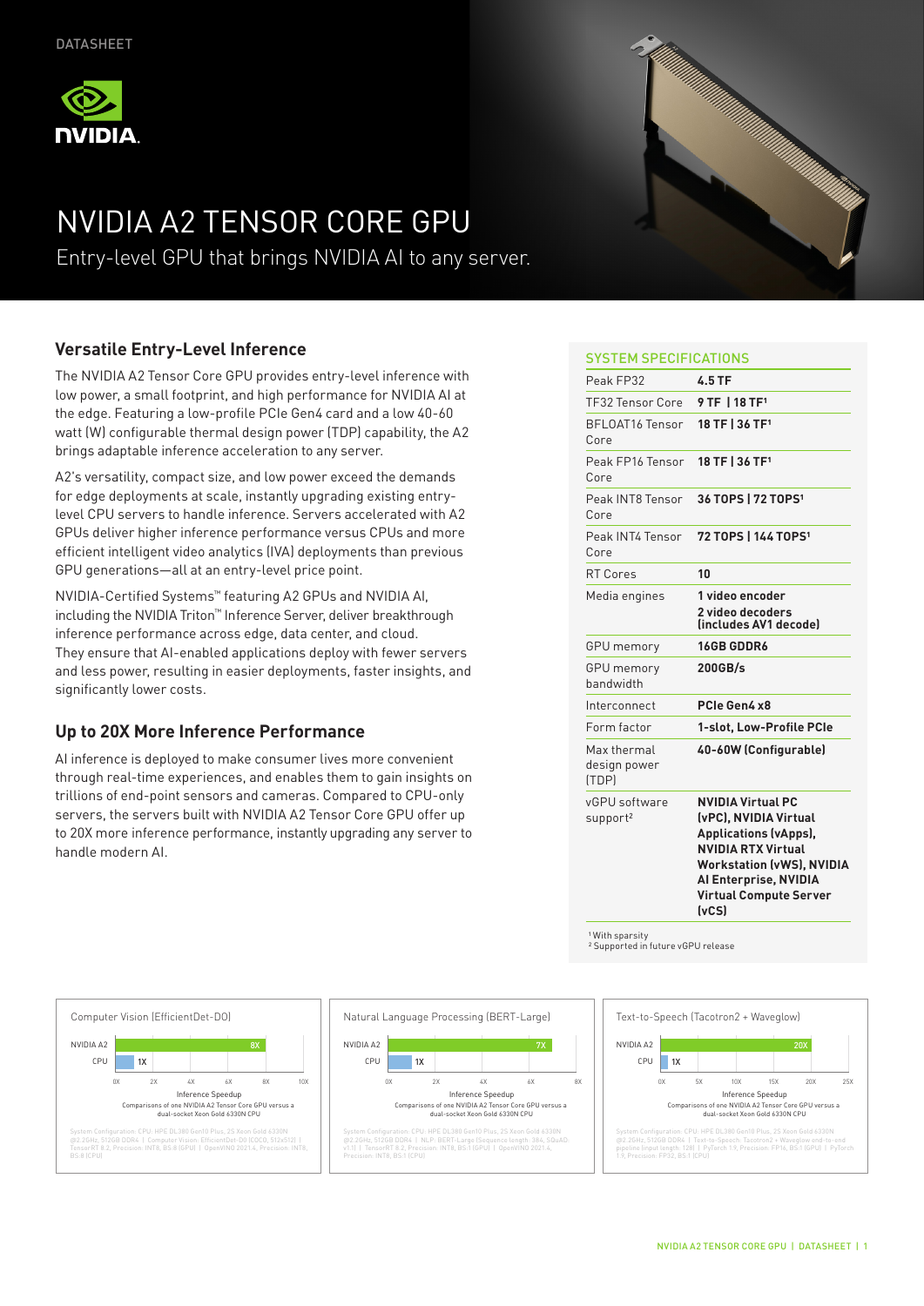DATASHEET

# NVIDIA A2 TENSOR CORE GPU

Entry-level GPU that brings NVIDIA AI to any server.

## Versatile Entry-Level Inference

The NVIDIA A2 Tensor Core GPU provides entry-level inference with low power, a small footprint, and high performance for NVIDIA AI at the edge. Featuring a low-profile PCIe Gen4 card and a low 40-60 watt (W) configurable thermal design power (TDP) capability, the A2 brings adaptable inference acceleration to any server.

A2's versatility, compact size, and low power exceed the demands for edge deployments at scale, instantly upgrading existing entry-level CPU servers to handle inference. Servers accelerated with A2 GPUs deliver higher inference performance versus CPUs and more efficient intelligent video analytics (IVA) deployments than previous GPU generations—all at an entry-level price point.

NVIDIA-Certified Systems™ featuring A2 GPUs and NVIDIA AI, including the NVIDIA Triton™ Inference Server, deliver breakthrough inference performance across edge, data center, and cloud. They ensure that AI-enabled applications deploy with fewer servers and less power, resulting in easier deployments, faster insights, and significantly lower costs.

## Up to 20X More Inference Performance

AI inference is deployed to make consumer lives more convenient through real-time experiences, and enables them to gain insights on trillions of end-point sensors and cameras. Compared to CPU-only servers, the servers built with NVIDIA A2 Tensor Core GPU offer up to 20X more inference performance, instantly upgrading any server to handle modern AI.

### SYSTEM SPECIFICATIONS

| | |
|---|---|
| Peak FP32 | **4.5 TF** |
| TF32 Tensor Core | **9 TF \| 18 TF[1]** |
| BFLOAT16 Tensor Core | **18 TF \| 36 TF[1]** |
| Peak FP16 Tensor Core | **18 TF \| 36 TF[1]** |
| Peak INT8 Tensor Core | **36 TOPS \| 72 TOPS[1]** |
| Peak INT4 Tensor Core | **72 TOPS \| 144 TOPS[1]** |
| RT Cores | **10** |
| Media engines | **1 video encoder**<br>**2 video decoders (includes AV1 decode)** |
| GPU memory | **16GB GDDR6** |
| GPU memory bandwidth | **200GB/s** |
| Interconnect | **PCIe Gen4 x8** |
| Form factor | **1-slot, Low-Profile PCIe** |
| Max thermal design power (TDP) | **40-60W (Configurable)** |
| vGPU software support[2] | **NVIDIA Virtual PC (vPC), NVIDIA Virtual Applications (vApps), NVIDIA RTX Virtual Workstation (vWS), NVIDIA AI Enterprise, NVIDIA Virtual Compute Server (vCS)** |

[1] With sparsity
[2] Supported in future vGPU release

**Computer Vision (EfficientDet-D0)**

| | Inference Speedup |
|---|---|
| NVIDIA A2 | 8X |
| CPU | 1X |

Inference Speedup
Comparisons of one NVIDIA A2 Tensor Core GPU versus a dual-socket Xeon Gold 6330N CPU

System Configuration: CPU: HPE DL380 Gen10 Plus, 2S Xeon Gold 6330N @2.2GHz, 512GB DDR4 | Computer Vision: EfficientDet-D0 (COCO, 512x512) | TensorRT 8.2, Precision: INT8, BS:8 (GPU) | OpenVINO 2021.4, Precision: INT8, BS:8 (CPU)

**Natural Language Processing (BERT-Large)**

| | Inference Speedup |
|---|---|
| NVIDIA A2 | 7X |
| CPU | 1X |

Inference Speedup
Comparisons of one NVIDIA A2 Tensor Core GPU versus a dual-socket Xeon Gold 6330N CPU

System Configuration: CPU: HPE DL380 Gen10 Plus, 2S Xeon Gold 6330N @2.2GHz, 512GB DDR4 | NLP: BERT-Large (Sequence length: 384, SQuAD: v1.1) | TensorRT 8.2, Precision: INT8, BS:1 (GPU) | OpenVINO 2021.4, Precision: INT8, BS:1 (CPU)

**Text-to-Speech (Tacotron2 + Waveglow)**

| | Inference Speedup |
|---|---|
| NVIDIA A2 | 20X |
| CPU | 1X |

Inference Speedup
Comparisons of one NVIDIA A2 Tensor Core GPU versus a dual-socket Xeon Gold 6330N CPU

System Configuration: CPU: HPE DL380 Gen10 Plus, 2S Xeon Gold 6330N @2.2GHz, 512GB DDR4 | Text-to-Speech: Tacotron2 + Waveglow end-to-end pipeline (input length: 128) | PyTorch 1.9, Precision: FP16, BS:1 (GPU) | PyTorch 1.9, Precision: FP32, BS:1 (CPU)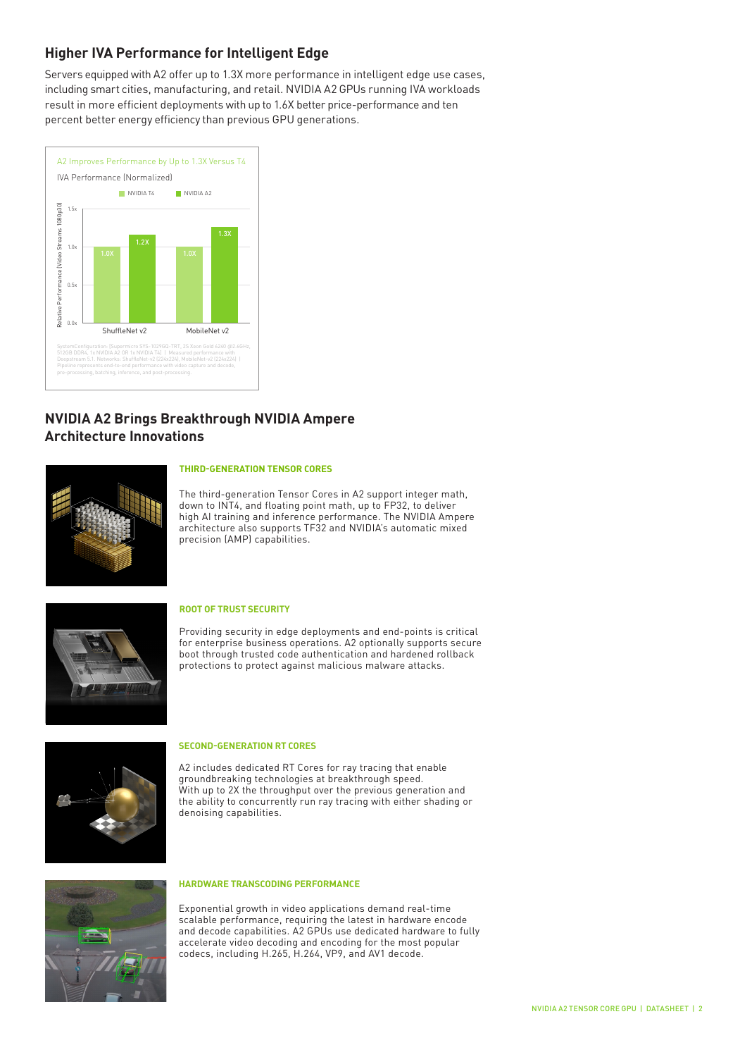## Higher IVA Performance for Intelligent Edge

Servers equipped with A2 offer up to 1.3X more performance in intelligent edge use cases, including smart cities, manufacturing, and retail. NVIDIA A2 GPUs running IVA workloads result in more efficient deployments with up to 1.6X better price-performance and ten percent better energy efficiency than previous GPU generations.

A2 Improves Performance by Up to 1.3X Versus T4

IVA Performance (Normalized)

| | NVIDIA T4 | NVIDIA A2 |
|---|---|---|
| ShuffleNet v2 | 1.0X | 1.2X |
| MobileNet v2 | 1.0X | 1.3X |

Relative Performance (Video Streams 1080p30)

System Configuration: [Supermicro SYS-1029GQ-TRT, 2S Xeon Gold 6240 @2.6GHz, 512GB DDR4, 1x NVIDIA A2 OR 1x NVIDIA T4] | Measured performance with Deepstream 5.1. Networks: ShuffleNet-v2 (224x224), MobileNet-v2 (224x224) | Pipeline represents end-to-end performance with video capture and decode, pre-processing, batching, inference, and post-processing.

## NVIDIA A2 Brings Breakthrough NVIDIA Ampere Architecture Innovations

### THIRD-GENERATION TENSOR CORES

The third-generation Tensor Cores in A2 support integer math, down to INT4, and floating point math, up to FP32, to deliver high AI training and inference performance. The NVIDIA Ampere architecture also supports TF32 and NVIDIA's automatic mixed precision (AMP) capabilities.

### ROOT OF TRUST SECURITY

Providing security in edge deployments and end-points is critical for enterprise business operations. A2 optionally supports secure boot through trusted code authentication and hardened rollback protections to protect against malicious malware attacks.

### SECOND-GENERATION RT CORES

A2 includes dedicated RT Cores for ray tracing that enable groundbreaking technologies at breakthrough speed. With up to 2X the throughput over the previous generation and the ability to concurrently run ray tracing with either shading or denoising capabilities.

### HARDWARE TRANSCODING PERFORMANCE

Exponential growth in video applications demand real-time scalable performance, requiring the latest in hardware encode and decode capabilities. A2 GPUs use dedicated hardware to fully accelerate video decoding and encoding for the most popular codecs, including H.265, H.264, VP9, and AV1 decode.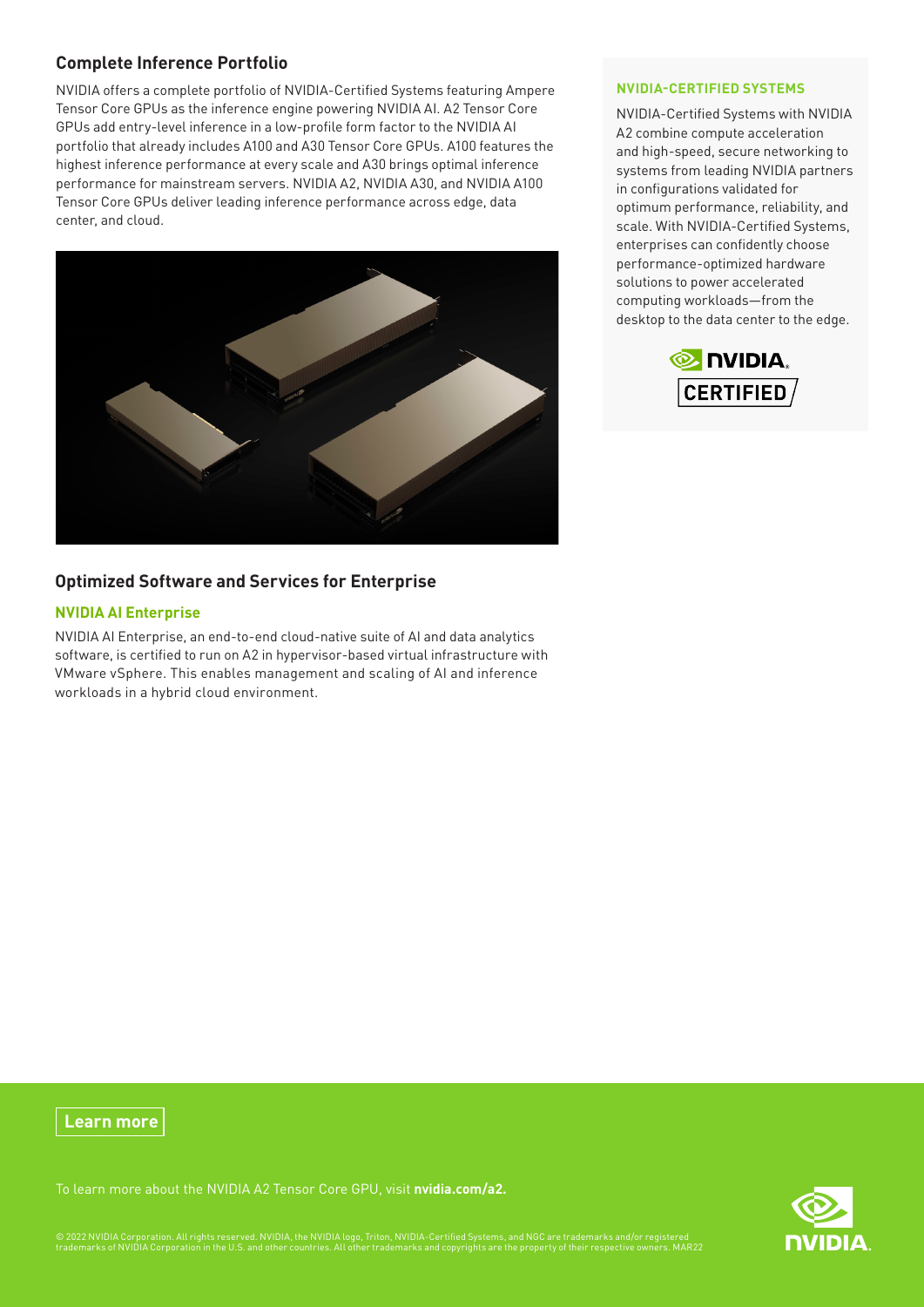## Complete Inference Portfolio

NVIDIA offers a complete portfolio of NVIDIA-Certified Systems featuring Ampere Tensor Core GPUs as the inference engine powering NVIDIA AI. A2 Tensor Core GPUs add entry-level inference in a low-profile form factor to the NVIDIA AI portfolio that already includes A100 and A30 Tensor Core GPUs. A100 features the highest inference performance at every scale and A30 brings optimal inference performance for mainstream servers. NVIDIA A2, NVIDIA A30, and NVIDIA A100 Tensor Core GPUs deliver leading inference performance across edge, data center, and cloud.

### NVIDIA-CERTIFIED SYSTEMS

NVIDIA-Certified Systems with NVIDIA A2 combine compute acceleration and high-speed, secure networking to systems from leading NVIDIA partners in configurations validated for optimum performance, reliability, and scale. With NVIDIA-Certified Systems, enterprises can confidently choose performance-optimized hardware solutions to power accelerated computing workloads—from the desktop to the data center to the edge.

NVIDIA CERTIFIED

## Optimized Software and Services for Enterprise

### NVIDIA AI Enterprise

NVIDIA AI Enterprise, an end-to-end cloud-native suite of AI and data analytics software, is certified to run on A2 in hypervisor-based virtual infrastructure with VMware vSphere. This enables management and scaling of AI and inference workloads in a hybrid cloud environment.

**Learn more**

To learn more about the NVIDIA A2 Tensor Core GPU, visit **nvidia.com/a2.**

© 2022 NVIDIA Corporation. All rights reserved. NVIDIA, the NVIDIA logo, Triton, NVIDIA-Certified Systems, and NGC are trademarks and/or registered trademarks of NVIDIA Corporation in the U.S. and other countries. All other trademarks and copyrights are the property of their respective owners. MAR22